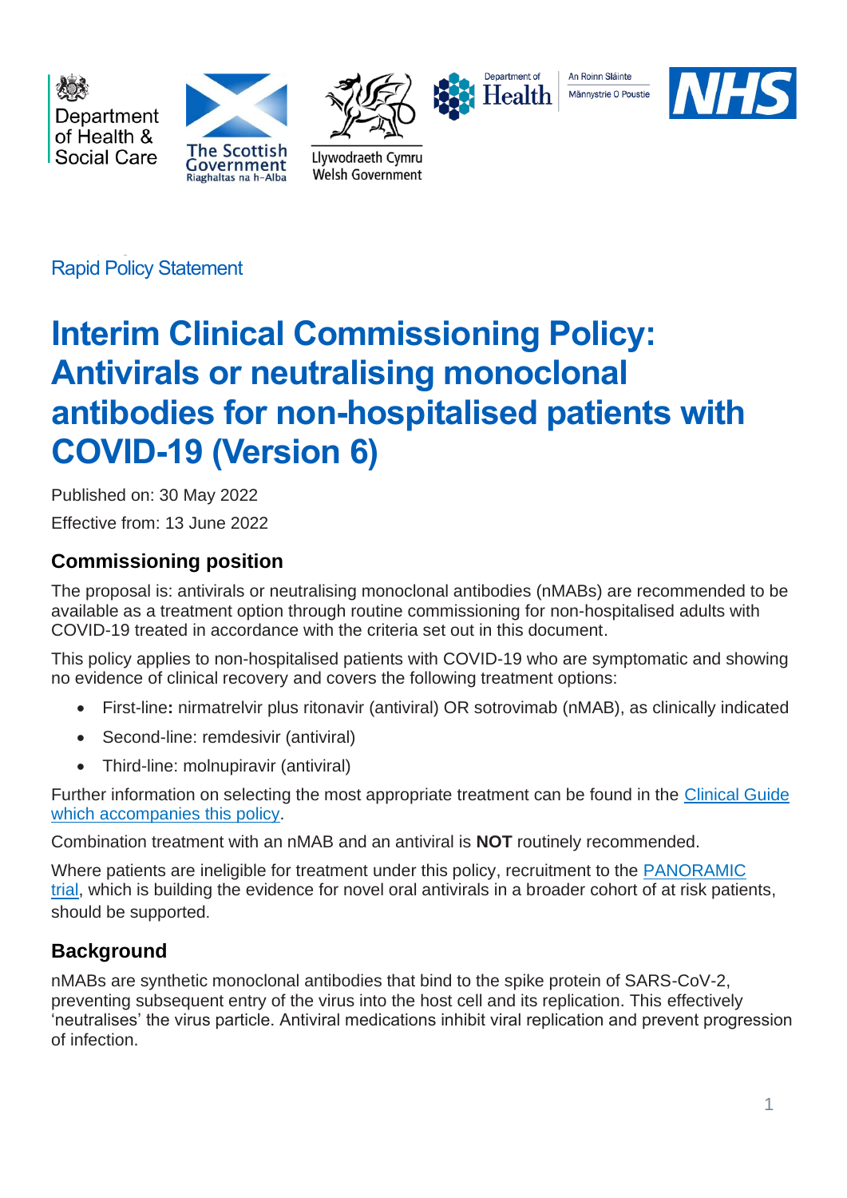Rapid Policy Statement

# Interim Clinical Commissioning Policy: Antivirals or neutralising monoclonal antibodies for non-hospitalised patients with COVID-19 (Version 6)

Published on: 30 May 2022

Effective from: 13 June 2022

## Commissioning position

The proposal is: antivirals or neutralising monoclonal antibodies (nMABs) are recommended to be available as a treatment option through routine commissioning for non-hospitalised adults with COVID-19 treated in accordance with the criteria set out in this document.

This policy applies to non-hospitalised patients with COVID-19 who are symptomatic and showing no evidence of clinical recovery and covers the following treatment options:

- First-line**:** nirmatrelvir plus ritonavir (antiviral) OR sotrovimab (nMAB), as clinically indicated
- Second-line: remdesivir (antiviral)
- Third-line: molnupiravir (antiviral)

Further information on selecting the most appropriate treatment can be found in the Clinical Guide which accompanies this policy.

Combination treatment with an nMAB and an antiviral is **NOT** routinely recommended.

Where patients are ineligible for treatment under this policy, recruitment to the PANORAMIC trial, which is building the evidence for novel oral antivirals in a broader cohort of at risk patients, should be supported.

## Background

nMABs are synthetic monoclonal antibodies that bind to the spike protein of SARS-CoV-2, preventing subsequent entry of the virus into the host cell and its replication. This effectively 'neutralises' the virus particle. Antiviral medications inhibit viral replication and prevent progression of infection.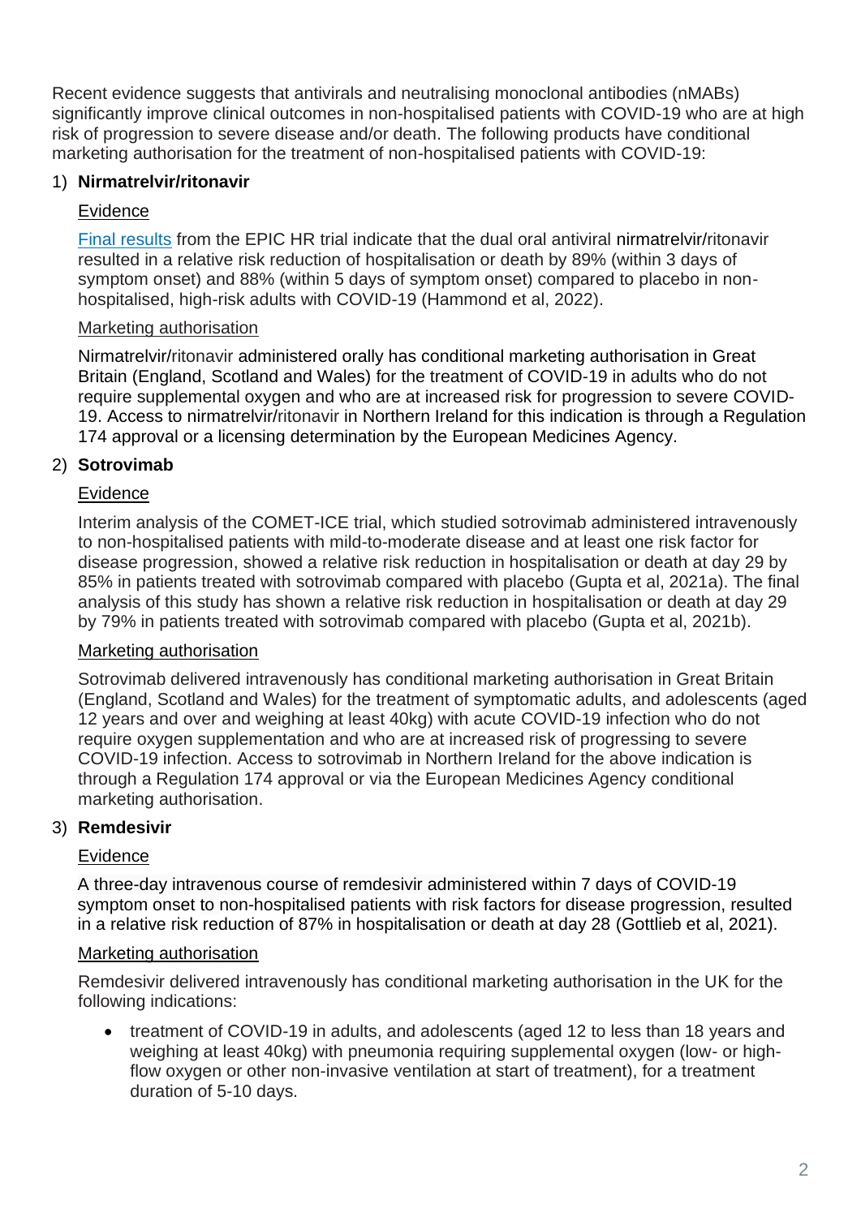Recent evidence suggests that antivirals and neutralising monoclonal antibodies (nMABs) significantly improve clinical outcomes in non-hospitalised patients with COVID-19 who are at high risk of progression to severe disease and/or death. The following products have conditional marketing authorisation for the treatment of non-hospitalised patients with COVID-19:

1) **Nirmatrelvir/ritonavir**

   Evidence

   [Final results](#) from the EPIC HR trial indicate that the dual oral antiviral nirmatrelvir/ritonavir resulted in a relative risk reduction of hospitalisation or death by 89% (within 3 days of symptom onset) and 88% (within 5 days of symptom onset) compared to placebo in non-hospitalised, high-risk adults with COVID-19 (Hammond et al, 2022).

   Marketing authorisation

   Nirmatrelvir/ritonavir administered orally has conditional marketing authorisation in Great Britain (England, Scotland and Wales) for the treatment of COVID-19 in adults who do not require supplemental oxygen and who are at increased risk for progression to severe COVID-19. Access to nirmatrelvir/ritonavir in Northern Ireland for this indication is through a Regulation 174 approval or a licensing determination by the European Medicines Agency.

2) **Sotrovimab**

   Evidence

   Interim analysis of the COMET-ICE trial, which studied sotrovimab administered intravenously to non-hospitalised patients with mild-to-moderate disease and at least one risk factor for disease progression, showed a relative risk reduction in hospitalisation or death at day 29 by 85% in patients treated with sotrovimab compared with placebo (Gupta et al, 2021a). The final analysis of this study has shown a relative risk reduction in hospitalisation or death at day 29 by 79% in patients treated with sotrovimab compared with placebo (Gupta et al, 2021b).

   Marketing authorisation

   Sotrovimab delivered intravenously has conditional marketing authorisation in Great Britain (England, Scotland and Wales) for the treatment of symptomatic adults, and adolescents (aged 12 years and over and weighing at least 40kg) with acute COVID-19 infection who do not require oxygen supplementation and who are at increased risk of progressing to severe COVID-19 infection. Access to sotrovimab in Northern Ireland for the above indication is through a Regulation 174 approval or via the European Medicines Agency conditional marketing authorisation.

3) **Remdesivir**

   Evidence

   A three-day intravenous course of remdesivir administered within 7 days of COVID-19 symptom onset to non-hospitalised patients with risk factors for disease progression, resulted in a relative risk reduction of 87% in hospitalisation or death at day 28 (Gottlieb et al, 2021).

   Marketing authorisation

   Remdesivir delivered intravenously has conditional marketing authorisation in the UK for the following indications:

   - treatment of COVID-19 in adults, and adolescents (aged 12 to less than 18 years and weighing at least 40kg) with pneumonia requiring supplemental oxygen (low- or high-flow oxygen or other non-invasive ventilation at start of treatment), for a treatment duration of 5-10 days.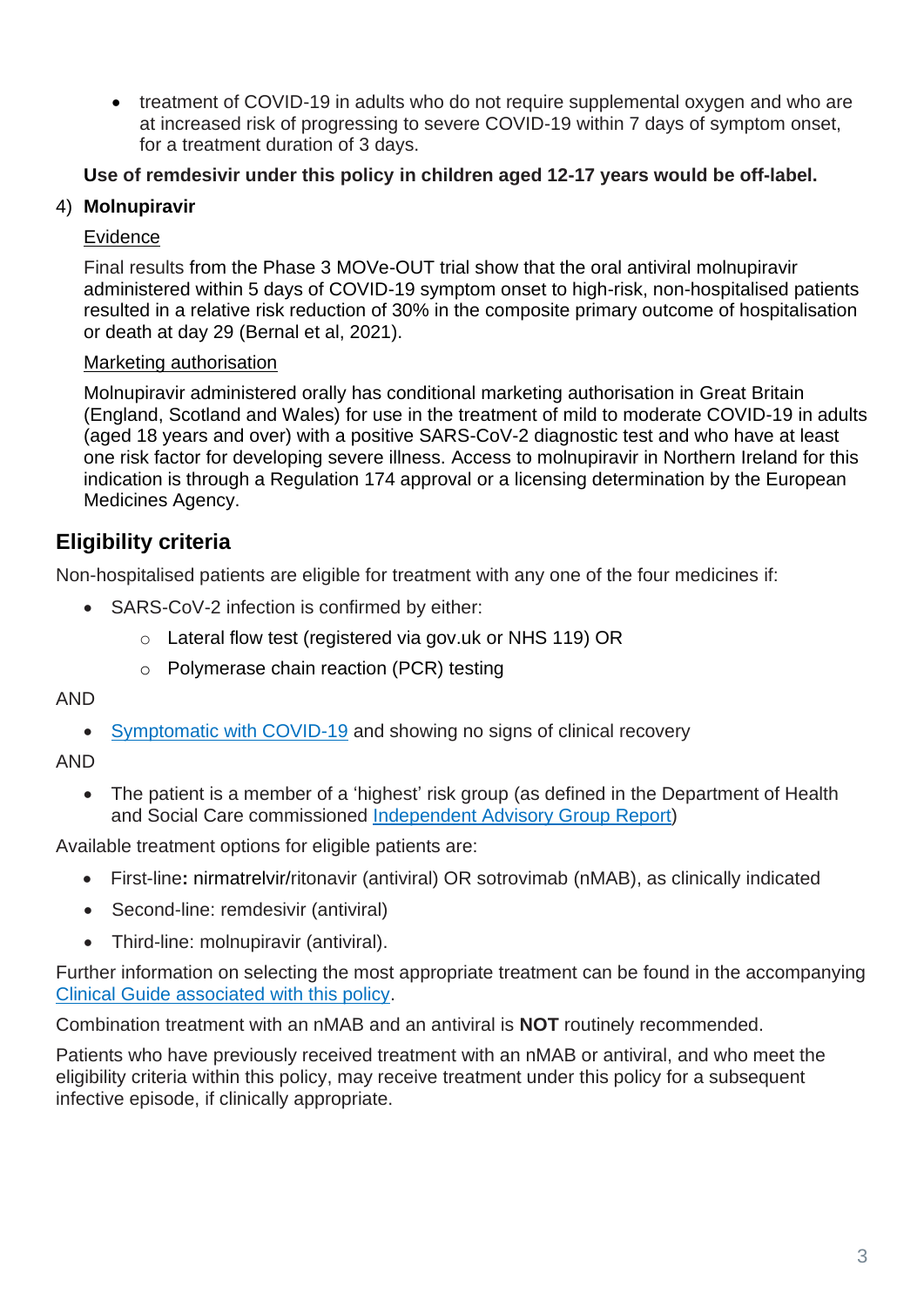- treatment of COVID-19 in adults who do not require supplemental oxygen and who are at increased risk of progressing to severe COVID-19 within 7 days of symptom onset, for a treatment duration of 3 days.

**Use of remdesivir under this policy in children aged 12-17 years would be off-label.**

4) **Molnupiravir**

Evidence

Final results from the Phase 3 MOVe-OUT trial show that the oral antiviral molnupiravir administered within 5 days of COVID-19 symptom onset to high-risk, non-hospitalised patients resulted in a relative risk reduction of 30% in the composite primary outcome of hospitalisation or death at day 29 (Bernal et al, 2021).

Marketing authorisation

Molnupiravir administered orally has conditional marketing authorisation in Great Britain (England, Scotland and Wales) for use in the treatment of mild to moderate COVID-19 in adults (aged 18 years and over) with a positive SARS-CoV-2 diagnostic test and who have at least one risk factor for developing severe illness. Access to molnupiravir in Northern Ireland for this indication is through a Regulation 174 approval or a licensing determination by the European Medicines Agency.

## Eligibility criteria

Non-hospitalised patients are eligible for treatment with any one of the four medicines if:

- SARS-CoV-2 infection is confirmed by either:
  - Lateral flow test (registered via gov.uk or NHS 119) OR
  - Polymerase chain reaction (PCR) testing

AND

- Symptomatic with COVID-19 and showing no signs of clinical recovery

AND

- The patient is a member of a 'highest' risk group (as defined in the Department of Health and Social Care commissioned Independent Advisory Group Report)

Available treatment options for eligible patients are:

- First-line**:** nirmatrelvir/ritonavir (antiviral) OR sotrovimab (nMAB), as clinically indicated
- Second-line: remdesivir (antiviral)
- Third-line: molnupiravir (antiviral).

Further information on selecting the most appropriate treatment can be found in the accompanying Clinical Guide associated with this policy.

Combination treatment with an nMAB and an antiviral is **NOT** routinely recommended.

Patients who have previously received treatment with an nMAB or antiviral, and who meet the eligibility criteria within this policy, may receive treatment under this policy for a subsequent infective episode, if clinically appropriate.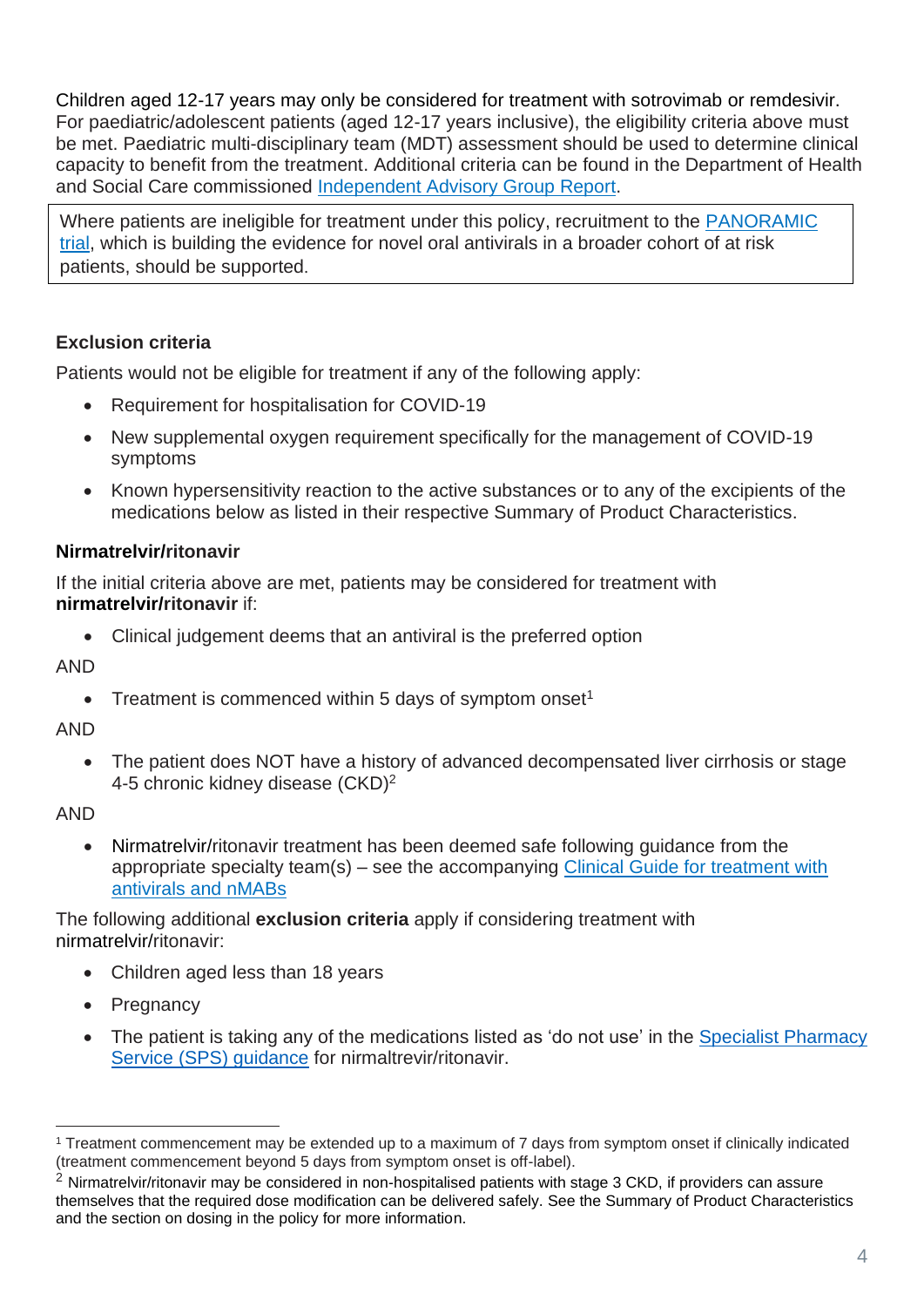Children aged 12-17 years may only be considered for treatment with sotrovimab or remdesivir. For paediatric/adolescent patients (aged 12-17 years inclusive), the eligibility criteria above must be met. Paediatric multi-disciplinary team (MDT) assessment should be used to determine clinical capacity to benefit from the treatment. Additional criteria can be found in the Department of Health and Social Care commissioned [Independent Advisory Group Report](#).

> Where patients are ineligible for treatment under this policy, recruitment to the [PANORAMIC trial](#), which is building the evidence for novel oral antivirals in a broader cohort of at risk patients, should be supported.

### Exclusion criteria

Patients would not be eligible for treatment if any of the following apply:

- Requirement for hospitalisation for COVID-19
- New supplemental oxygen requirement specifically for the management of COVID-19 symptoms
- Known hypersensitivity reaction to the active substances or to any of the excipients of the medications below as listed in their respective Summary of Product Characteristics.

### Nirmatrelvir/ritonavir

If the initial criteria above are met, patients may be considered for treatment with **nirmatrelvir/ritonavir** if:

- Clinical judgement deems that an antiviral is the preferred option

AND

- Treatment is commenced within 5 days of symptom onset[1]

AND

- The patient does NOT have a history of advanced decompensated liver cirrhosis or stage 4-5 chronic kidney disease (CKD)[2]

AND

- Nirmatrelvir/ritonavir treatment has been deemed safe following guidance from the appropriate specialty team(s) – see the accompanying [Clinical Guide for treatment with antivirals and nMABs](#)

The following additional **exclusion criteria** apply if considering treatment with nirmatrelvir/ritonavir:

- Children aged less than 18 years
- Pregnancy
- The patient is taking any of the medications listed as 'do not use' in the [Specialist Pharmacy Service (SPS) guidance](#) for nirmaltrevir/ritonavir.

---

[1] Treatment commencement may be extended up to a maximum of 7 days from symptom onset if clinically indicated (treatment commencement beyond 5 days from symptom onset is off-label).

[2] Nirmatrelvir/ritonavir may be considered in non-hospitalised patients with stage 3 CKD, if providers can assure themselves that the required dose modification can be delivered safely. See the Summary of Product Characteristics and the section on dosing in the policy for more information.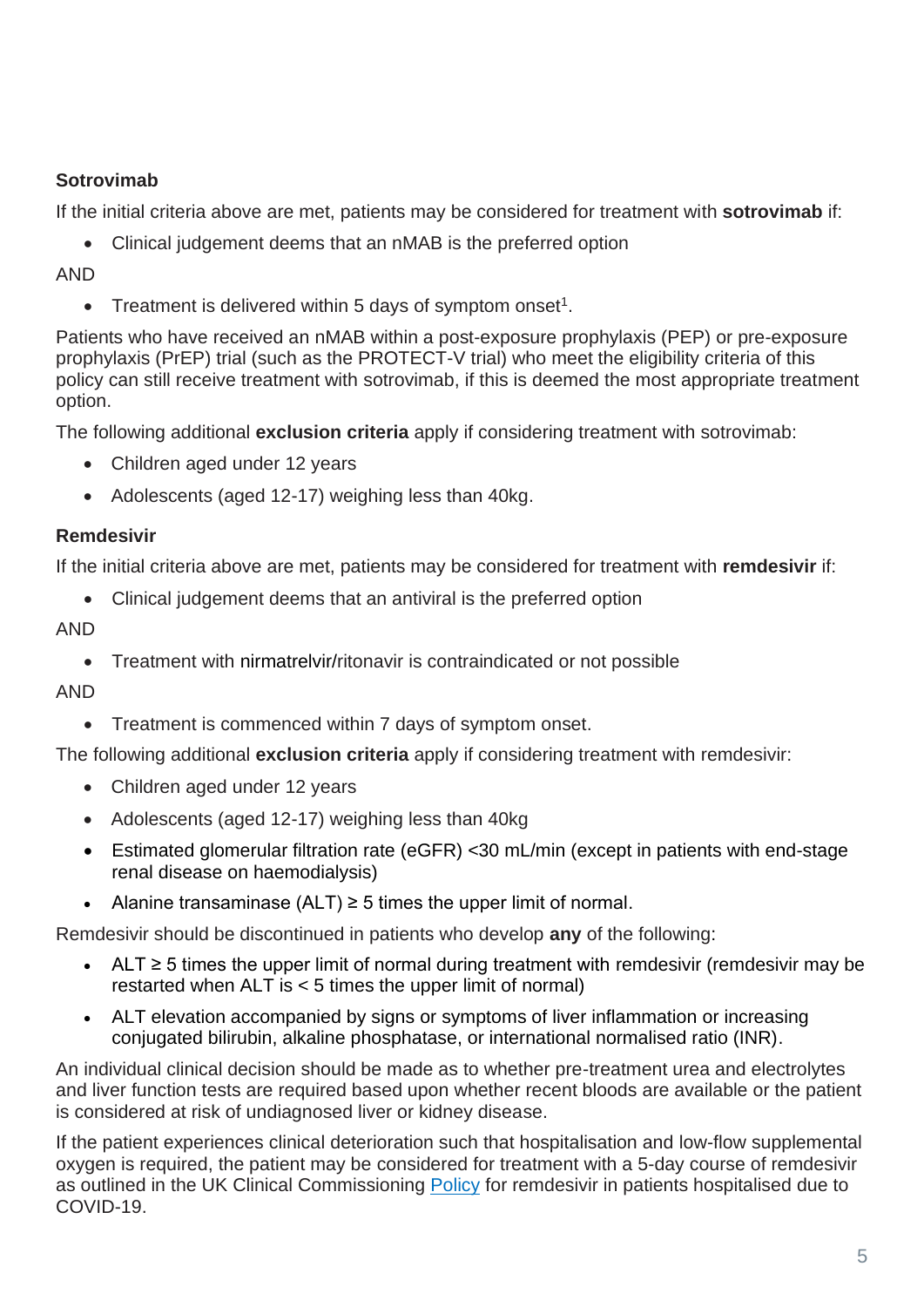**Sotrovimab**

If the initial criteria above are met, patients may be considered for treatment with **sotrovimab** if:

- Clinical judgement deems that an nMAB is the preferred option

AND

- Treatment is delivered within 5 days of symptom onset[1].

Patients who have received an nMAB within a post-exposure prophylaxis (PEP) or pre-exposure prophylaxis (PrEP) trial (such as the PROTECT-V trial) who meet the eligibility criteria of this policy can still receive treatment with sotrovimab, if this is deemed the most appropriate treatment option.

The following additional **exclusion criteria** apply if considering treatment with sotrovimab:

- Children aged under 12 years
- Adolescents (aged 12-17) weighing less than 40kg.

**Remdesivir**

If the initial criteria above are met, patients may be considered for treatment with **remdesivir** if:

- Clinical judgement deems that an antiviral is the preferred option

AND

- Treatment with nirmatrelvir/ritonavir is contraindicated or not possible

AND

- Treatment is commenced within 7 days of symptom onset.

The following additional **exclusion criteria** apply if considering treatment with remdesivir:

- Children aged under 12 years
- Adolescents (aged 12-17) weighing less than 40kg
- Estimated glomerular filtration rate (eGFR) <30 mL/min (except in patients with end-stage renal disease on haemodialysis)
- Alanine transaminase (ALT) ≥ 5 times the upper limit of normal.

Remdesivir should be discontinued in patients who develop **any** of the following:

- ALT ≥ 5 times the upper limit of normal during treatment with remdesivir (remdesivir may be restarted when ALT is < 5 times the upper limit of normal)
- ALT elevation accompanied by signs or symptoms of liver inflammation or increasing conjugated bilirubin, alkaline phosphatase, or international normalised ratio (INR).

An individual clinical decision should be made as to whether pre-treatment urea and electrolytes and liver function tests are required based upon whether recent bloods are available or the patient is considered at risk of undiagnosed liver or kidney disease.

If the patient experiences clinical deterioration such that hospitalisation and low-flow supplemental oxygen is required, the patient may be considered for treatment with a 5-day course of remdesivir as outlined in the UK Clinical Commissioning Policy for remdesivir in patients hospitalised due to COVID-19.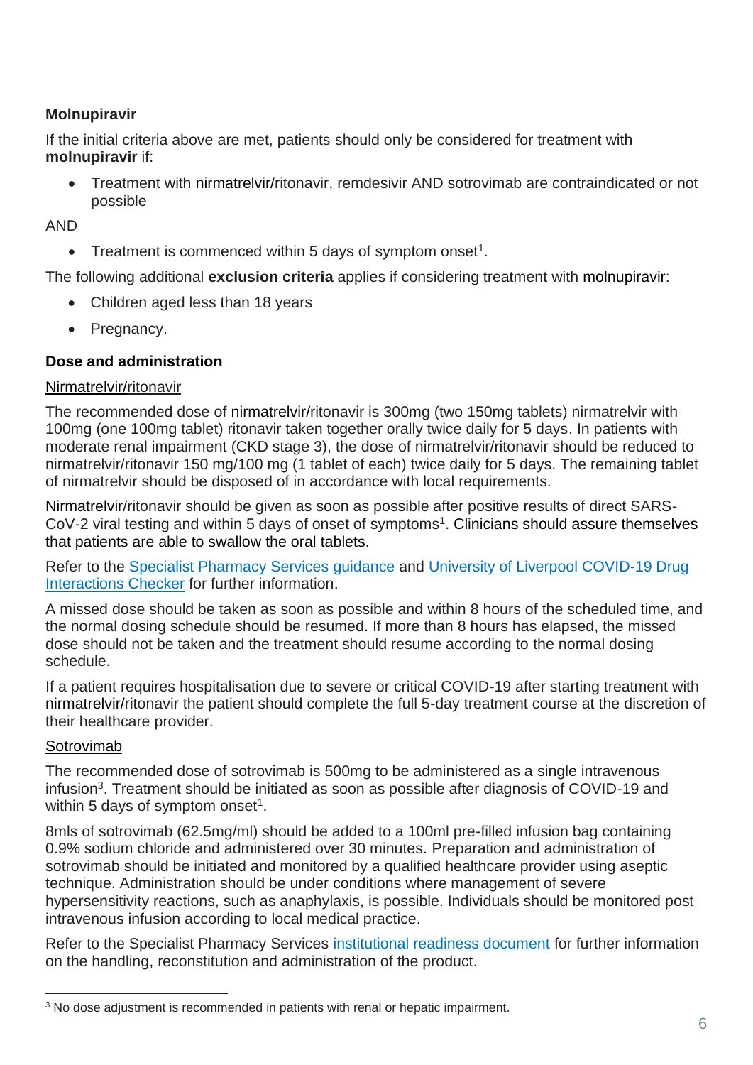**Molnupiravir**

If the initial criteria above are met, patients should only be considered for treatment with **molnupiravir** if:

- Treatment with nirmatrelvir/ritonavir, remdesivir AND sotrovimab are contraindicated or not possible

AND

- Treatment is commenced within 5 days of symptom onset[1].

The following additional **exclusion criteria** applies if considering treatment with molnupiravir:

- Children aged less than 18 years
- Pregnancy.

**Dose and administration**

Nirmatrelvir/ritonavir

The recommended dose of nirmatrelvir/ritonavir is 300mg (two 150mg tablets) nirmatrelvir with 100mg (one 100mg tablet) ritonavir taken together orally twice daily for 5 days. In patients with moderate renal impairment (CKD stage 3), the dose of nirmatrelvir/ritonavir should be reduced to nirmatrelvir/ritonavir 150 mg/100 mg (1 tablet of each) twice daily for 5 days. The remaining tablet of nirmatrelvir should be disposed of in accordance with local requirements.

Nirmatrelvir/ritonavir should be given as soon as possible after positive results of direct SARS-CoV-2 viral testing and within 5 days of onset of symptoms[1]. Clinicians should assure themselves that patients are able to swallow the oral tablets.

Refer to the [Specialist Pharmacy Services guidance]() and [University of Liverpool COVID-19 Drug Interactions Checker]() for further information.

A missed dose should be taken as soon as possible and within 8 hours of the scheduled time, and the normal dosing schedule should be resumed. If more than 8 hours has elapsed, the missed dose should not be taken and the treatment should resume according to the normal dosing schedule.

If a patient requires hospitalisation due to severe or critical COVID-19 after starting treatment with nirmatrelvir/ritonavir the patient should complete the full 5-day treatment course at the discretion of their healthcare provider.

Sotrovimab

The recommended dose of sotrovimab is 500mg to be administered as a single intravenous infusion[3]. Treatment should be initiated as soon as possible after diagnosis of COVID-19 and within 5 days of symptom onset[1].

8mls of sotrovimab (62.5mg/ml) should be added to a 100ml pre-filled infusion bag containing 0.9% sodium chloride and administered over 30 minutes. Preparation and administration of sotrovimab should be initiated and monitored by a qualified healthcare provider using aseptic technique. Administration should be under conditions where management of severe hypersensitivity reactions, such as anaphylaxis, is possible. Individuals should be monitored post intravenous infusion according to local medical practice.

Refer to the Specialist Pharmacy Services [institutional readiness document]() for further information on the handling, reconstitution and administration of the product.

---

[3] No dose adjustment is recommended in patients with renal or hepatic impairment.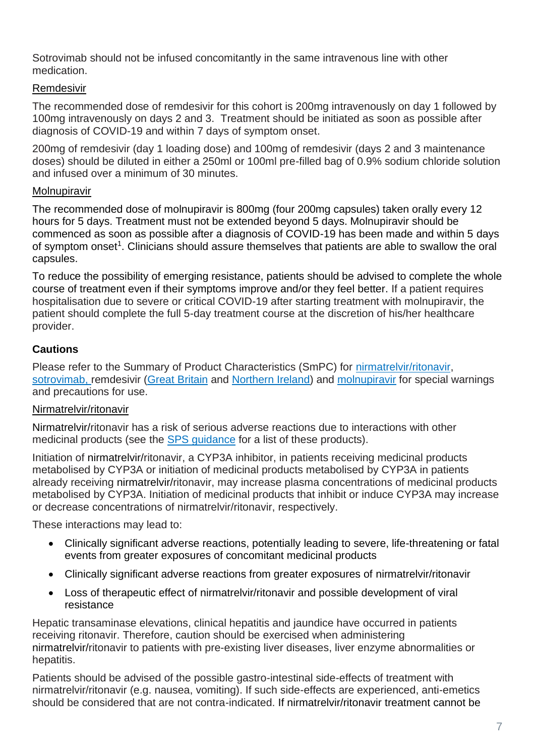Sotrovimab should not be infused concomitantly in the same intravenous line with other medication.

Remdesivir

The recommended dose of remdesivir for this cohort is 200mg intravenously on day 1 followed by 100mg intravenously on days 2 and 3. Treatment should be initiated as soon as possible after diagnosis of COVID-19 and within 7 days of symptom onset.

200mg of remdesivir (day 1 loading dose) and 100mg of remdesivir (days 2 and 3 maintenance doses) should be diluted in either a 250ml or 100ml pre-filled bag of 0.9% sodium chloride solution and infused over a minimum of 30 minutes.

Molnupiravir

The recommended dose of molnupiravir is 800mg (four 200mg capsules) taken orally every 12 hours for 5 days. Treatment must not be extended beyond 5 days. Molnupiravir should be commenced as soon as possible after a diagnosis of COVID-19 has been made and within 5 days of symptom onset[1]. Clinicians should assure themselves that patients are able to swallow the oral capsules.

To reduce the possibility of emerging resistance, patients should be advised to complete the whole course of treatment even if their symptoms improve and/or they feel better. If a patient requires hospitalisation due to severe or critical COVID-19 after starting treatment with molnupiravir, the patient should complete the full 5-day treatment course at the discretion of his/her healthcare provider.

**Cautions**

Please refer to the Summary of Product Characteristics (SmPC) for nirmatrelvir/ritonavir, sotrovimab, remdesivir (Great Britain and Northern Ireland) and molnupiravir for special warnings and precautions for use.

Nirmatrelvir/ritonavir

Nirmatrelvir/ritonavir has a risk of serious adverse reactions due to interactions with other medicinal products (see the SPS guidance for a list of these products).

Initiation of nirmatrelvir/ritonavir, a CYP3A inhibitor, in patients receiving medicinal products metabolised by CYP3A or initiation of medicinal products metabolised by CYP3A in patients already receiving nirmatrelvir/ritonavir, may increase plasma concentrations of medicinal products metabolised by CYP3A. Initiation of medicinal products that inhibit or induce CYP3A may increase or decrease concentrations of nirmatrelvir/ritonavir, respectively.

These interactions may lead to:

- Clinically significant adverse reactions, potentially leading to severe, life-threatening or fatal events from greater exposures of concomitant medicinal products
- Clinically significant adverse reactions from greater exposures of nirmatrelvir/ritonavir
- Loss of therapeutic effect of nirmatrelvir/ritonavir and possible development of viral resistance

Hepatic transaminase elevations, clinical hepatitis and jaundice have occurred in patients receiving ritonavir. Therefore, caution should be exercised when administering nirmatrelvir/ritonavir to patients with pre-existing liver diseases, liver enzyme abnormalities or hepatitis.

Patients should be advised of the possible gastro-intestinal side-effects of treatment with nirmatrelvir/ritonavir (e.g. nausea, vomiting). If such side-effects are experienced, anti-emetics should be considered that are not contra-indicated. If nirmatrelvir/ritonavir treatment cannot be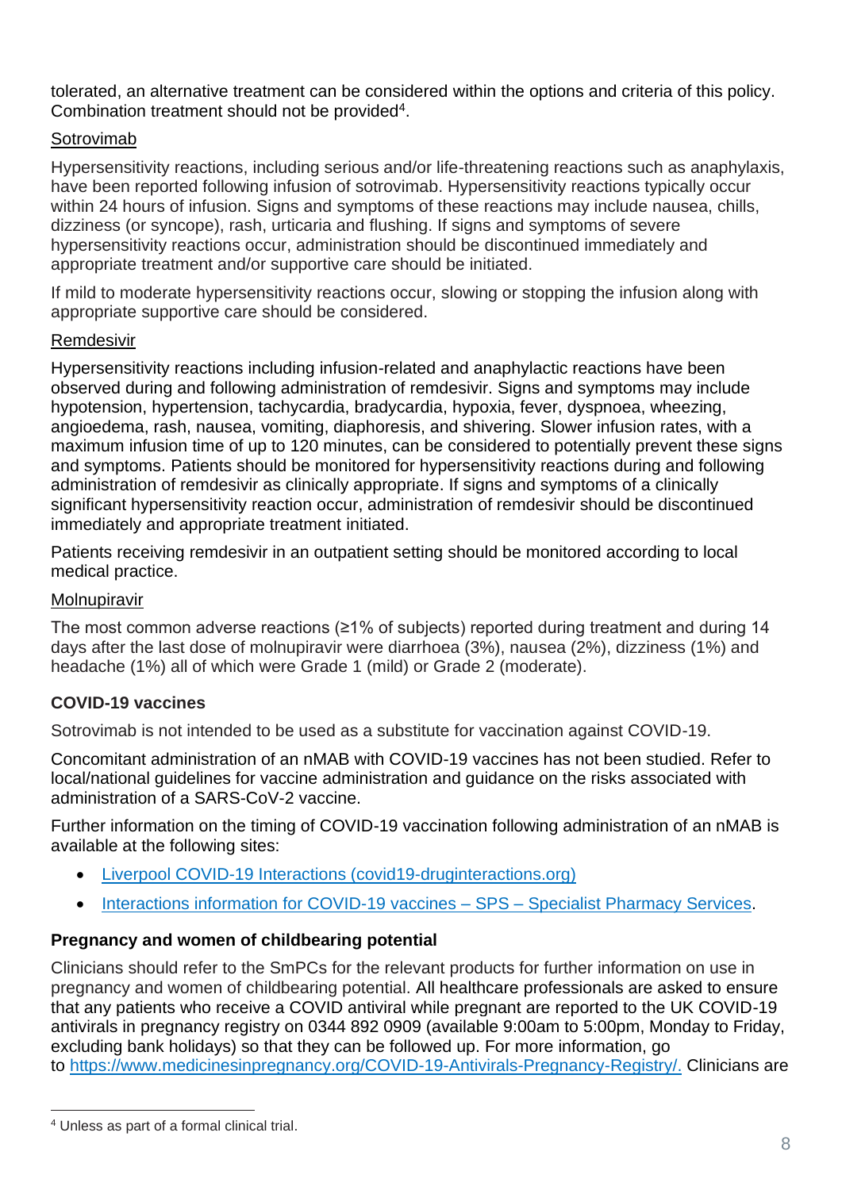tolerated, an alternative treatment can be considered within the options and criteria of this policy. Combination treatment should not be provided[4].

Sotrovimab

Hypersensitivity reactions, including serious and/or life-threatening reactions such as anaphylaxis, have been reported following infusion of sotrovimab. Hypersensitivity reactions typically occur within 24 hours of infusion. Signs and symptoms of these reactions may include nausea, chills, dizziness (or syncope), rash, urticaria and flushing. If signs and symptoms of severe hypersensitivity reactions occur, administration should be discontinued immediately and appropriate treatment and/or supportive care should be initiated.

If mild to moderate hypersensitivity reactions occur, slowing or stopping the infusion along with appropriate supportive care should be considered.

Remdesivir

Hypersensitivity reactions including infusion-related and anaphylactic reactions have been observed during and following administration of remdesivir. Signs and symptoms may include hypotension, hypertension, tachycardia, bradycardia, hypoxia, fever, dyspnoea, wheezing, angioedema, rash, nausea, vomiting, diaphoresis, and shivering. Slower infusion rates, with a maximum infusion time of up to 120 minutes, can be considered to potentially prevent these signs and symptoms. Patients should be monitored for hypersensitivity reactions during and following administration of remdesivir as clinically appropriate. If signs and symptoms of a clinically significant hypersensitivity reaction occur, administration of remdesivir should be discontinued immediately and appropriate treatment initiated.

Patients receiving remdesivir in an outpatient setting should be monitored according to local medical practice.

Molnupiravir

The most common adverse reactions (≥1% of subjects) reported during treatment and during 14 days after the last dose of molnupiravir were diarrhoea (3%), nausea (2%), dizziness (1%) and headache (1%) all of which were Grade 1 (mild) or Grade 2 (moderate).

**COVID-19 vaccines**

Sotrovimab is not intended to be used as a substitute for vaccination against COVID-19.

Concomitant administration of an nMAB with COVID-19 vaccines has not been studied. Refer to local/national guidelines for vaccine administration and guidance on the risks associated with administration of a SARS-CoV-2 vaccine.

Further information on the timing of COVID-19 vaccination following administration of an nMAB is available at the following sites:

- Liverpool COVID-19 Interactions (covid19-druginteractions.org)
- Interactions information for COVID-19 vaccines – SPS – Specialist Pharmacy Services.

**Pregnancy and women of childbearing potential**

Clinicians should refer to the SmPCs for the relevant products for further information on use in pregnancy and women of childbearing potential. All healthcare professionals are asked to ensure that any patients who receive a COVID antiviral while pregnant are reported to the UK COVID-19 antivirals in pregnancy registry on 0344 892 0909 (available 9:00am to 5:00pm, Monday to Friday, excluding bank holidays) so that they can be followed up. For more information, go to https://www.medicinesinpregnancy.org/COVID-19-Antivirals-Pregnancy-Registry/. Clinicians are

[4] Unless as part of a formal clinical trial.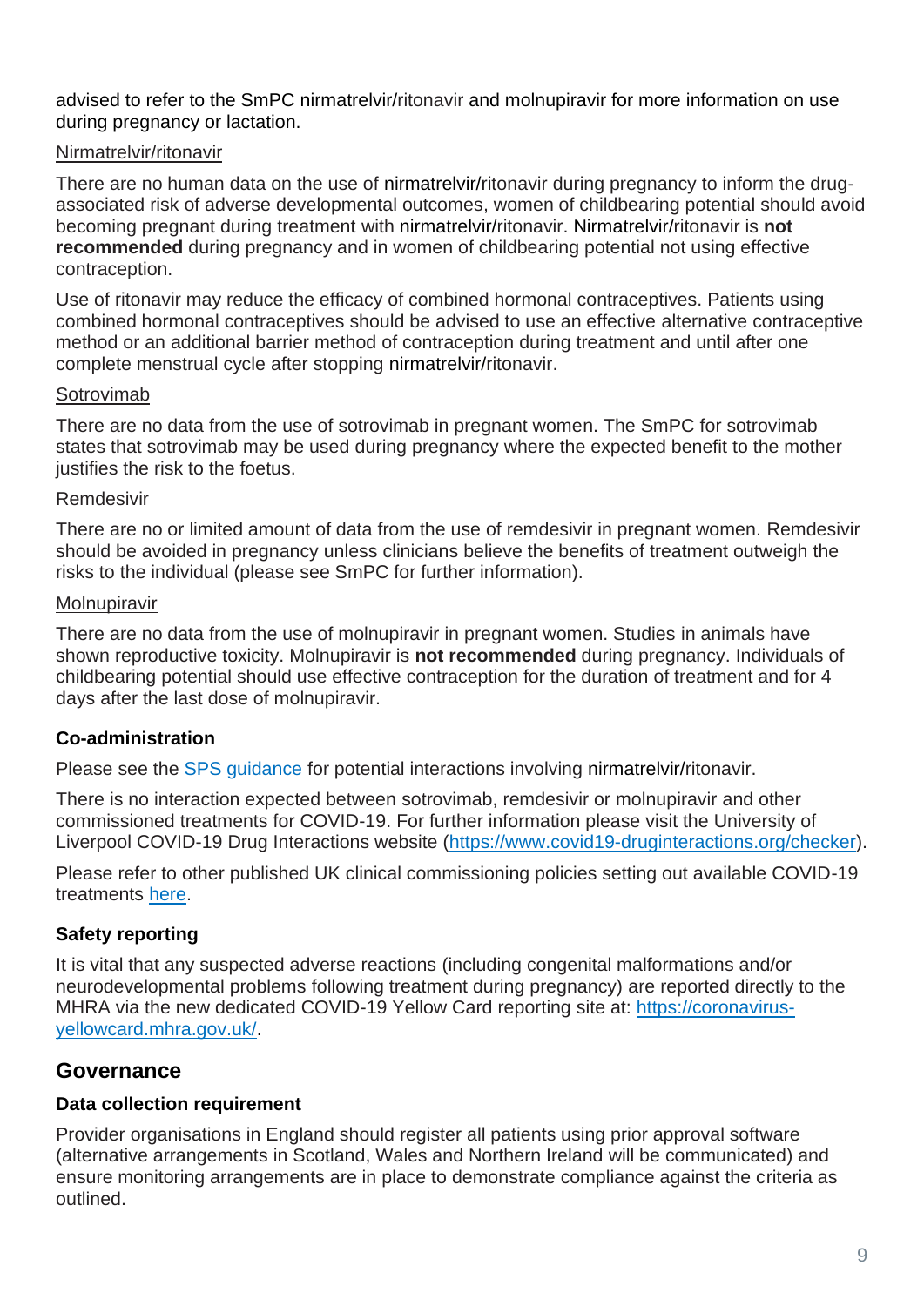advised to refer to the SmPC nirmatrelvir/ritonavir and molnupiravir for more information on use during pregnancy or lactation.

Nirmatrelvir/ritonavir

There are no human data on the use of nirmatrelvir/ritonavir during pregnancy to inform the drug-associated risk of adverse developmental outcomes, women of childbearing potential should avoid becoming pregnant during treatment with nirmatrelvir/ritonavir. Nirmatrelvir/ritonavir is **not recommended** during pregnancy and in women of childbearing potential not using effective contraception.

Use of ritonavir may reduce the efficacy of combined hormonal contraceptives. Patients using combined hormonal contraceptives should be advised to use an effective alternative contraceptive method or an additional barrier method of contraception during treatment and until after one complete menstrual cycle after stopping nirmatrelvir/ritonavir.

Sotrovimab

There are no data from the use of sotrovimab in pregnant women. The SmPC for sotrovimab states that sotrovimab may be used during pregnancy where the expected benefit to the mother justifies the risk to the foetus.

Remdesivir

There are no or limited amount of data from the use of remdesivir in pregnant women. Remdesivir should be avoided in pregnancy unless clinicians believe the benefits of treatment outweigh the risks to the individual (please see SmPC for further information).

Molnupiravir

There are no data from the use of molnupiravir in pregnant women. Studies in animals have shown reproductive toxicity. Molnupiravir is **not recommended** during pregnancy. Individuals of childbearing potential should use effective contraception for the duration of treatment and for 4 days after the last dose of molnupiravir.

### Co-administration

Please see the SPS guidance for potential interactions involving nirmatrelvir/ritonavir.

There is no interaction expected between sotrovimab, remdesivir or molnupiravir and other commissioned treatments for COVID-19. For further information please visit the University of Liverpool COVID-19 Drug Interactions website (https://www.covid19-druginteractions.org/checker).

Please refer to other published UK clinical commissioning policies setting out available COVID-19 treatments here.

### Safety reporting

It is vital that any suspected adverse reactions (including congenital malformations and/or neurodevelopmental problems following treatment during pregnancy) are reported directly to the MHRA via the new dedicated COVID-19 Yellow Card reporting site at: https://coronavirus-yellowcard.mhra.gov.uk/.

## Governance

### Data collection requirement

Provider organisations in England should register all patients using prior approval software (alternative arrangements in Scotland, Wales and Northern Ireland will be communicated) and ensure monitoring arrangements are in place to demonstrate compliance against the criteria as outlined.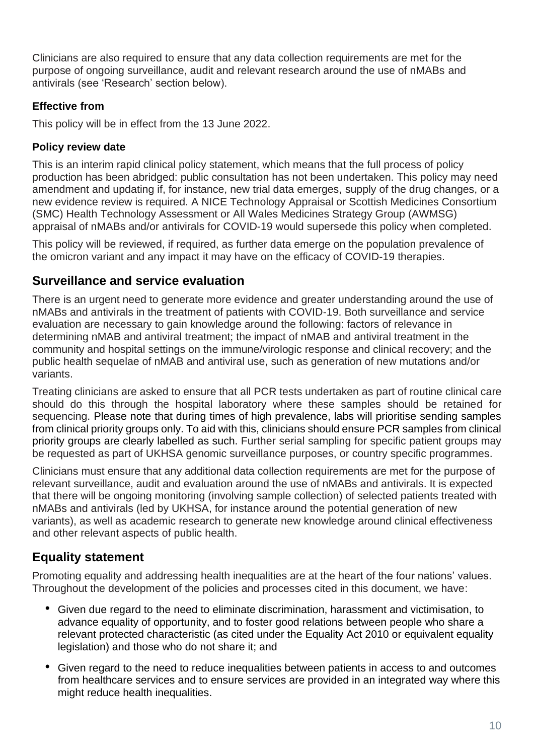Clinicians are also required to ensure that any data collection requirements are met for the purpose of ongoing surveillance, audit and relevant research around the use of nMABs and antivirals (see 'Research' section below).

### Effective from

This policy will be in effect from the 13 June 2022.

### Policy review date

This is an interim rapid clinical policy statement, which means that the full process of policy production has been abridged: public consultation has not been undertaken. This policy may need amendment and updating if, for instance, new trial data emerges, supply of the drug changes, or a new evidence review is required. A NICE Technology Appraisal or Scottish Medicines Consortium (SMC) Health Technology Assessment or All Wales Medicines Strategy Group (AWMSG) appraisal of nMABs and/or antivirals for COVID-19 would supersede this policy when completed.

This policy will be reviewed, if required, as further data emerge on the population prevalence of the omicron variant and any impact it may have on the efficacy of COVID-19 therapies.

## Surveillance and service evaluation

There is an urgent need to generate more evidence and greater understanding around the use of nMABs and antivirals in the treatment of patients with COVID-19. Both surveillance and service evaluation are necessary to gain knowledge around the following: factors of relevance in determining nMAB and antiviral treatment; the impact of nMAB and antiviral treatment in the community and hospital settings on the immune/virologic response and clinical recovery; and the public health sequelae of nMAB and antiviral use, such as generation of new mutations and/or variants.

Treating clinicians are asked to ensure that all PCR tests undertaken as part of routine clinical care should do this through the hospital laboratory where these samples should be retained for sequencing. Please note that during times of high prevalence, labs will prioritise sending samples from clinical priority groups only. To aid with this, clinicians should ensure PCR samples from clinical priority groups are clearly labelled as such. Further serial sampling for specific patient groups may be requested as part of UKHSA genomic surveillance purposes, or country specific programmes.

Clinicians must ensure that any additional data collection requirements are met for the purpose of relevant surveillance, audit and evaluation around the use of nMABs and antivirals. It is expected that there will be ongoing monitoring (involving sample collection) of selected patients treated with nMABs and antivirals (led by UKHSA, for instance around the potential generation of new variants), as well as academic research to generate new knowledge around clinical effectiveness and other relevant aspects of public health.

## Equality statement

Promoting equality and addressing health inequalities are at the heart of the four nations' values. Throughout the development of the policies and processes cited in this document, we have:

- Given due regard to the need to eliminate discrimination, harassment and victimisation, to advance equality of opportunity, and to foster good relations between people who share a relevant protected characteristic (as cited under the Equality Act 2010 or equivalent equality legislation) and those who do not share it; and
- Given regard to the need to reduce inequalities between patients in access to and outcomes from healthcare services and to ensure services are provided in an integrated way where this might reduce health inequalities.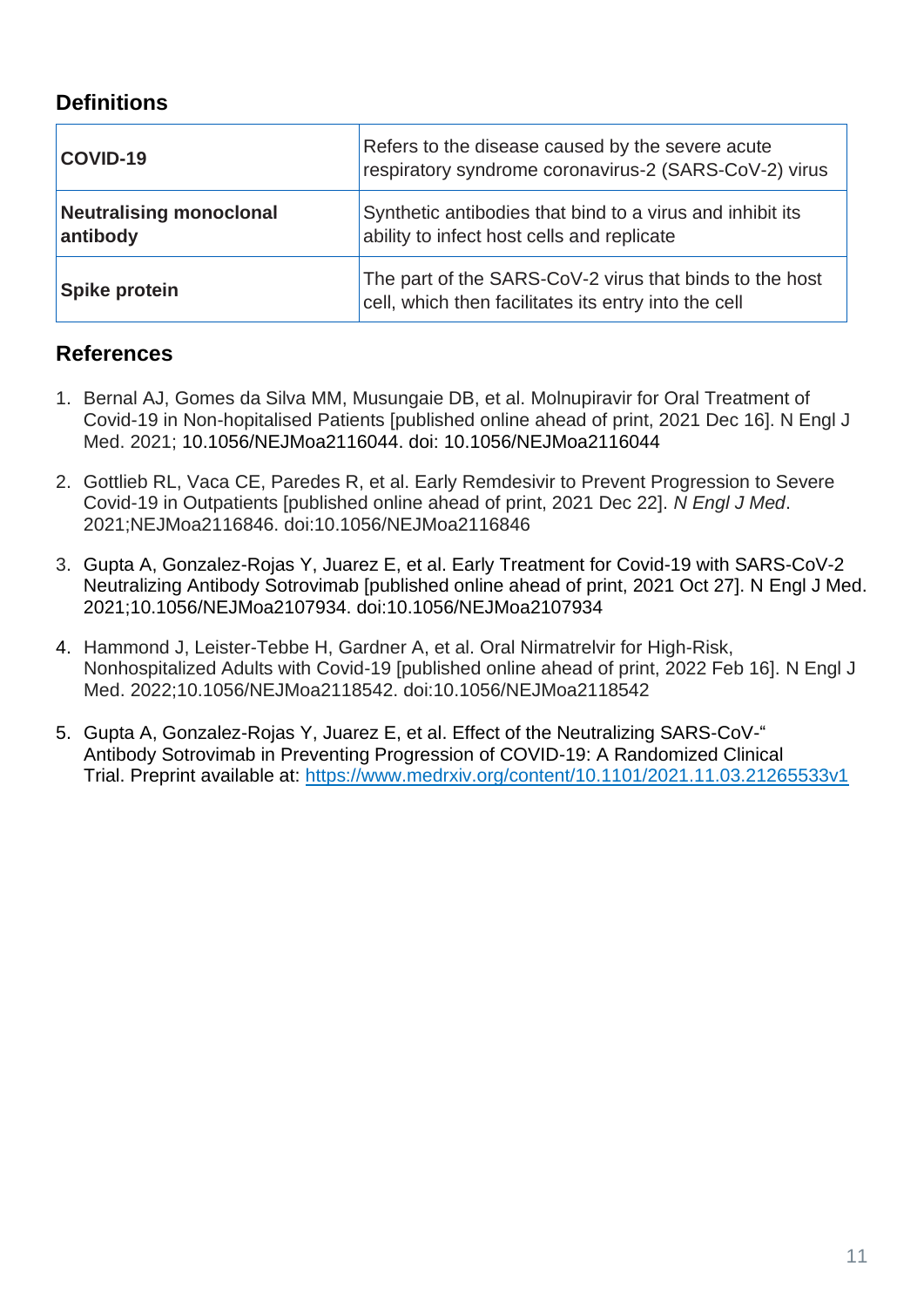## Definitions

| | |
|---|---|
| **COVID-19** | Refers to the disease caused by the severe acute respiratory syndrome coronavirus-2 (SARS-CoV-2) virus |
| **Neutralising monoclonal antibody** | Synthetic antibodies that bind to a virus and inhibit its ability to infect host cells and replicate |
| **Spike protein** | The part of the SARS-CoV-2 virus that binds to the host cell, which then facilitates its entry into the cell |

## References

1. Bernal AJ, Gomes da Silva MM, Musungaie DB, et al. Molnupiravir for Oral Treatment of Covid-19 in Non-hopitalised Patients [published online ahead of print, 2021 Dec 16]. N Engl J Med. 2021; 10.1056/NEJMoa2116044. doi: 10.1056/NEJMoa2116044

2. Gottlieb RL, Vaca CE, Paredes R, et al. Early Remdesivir to Prevent Progression to Severe Covid-19 in Outpatients [published online ahead of print, 2021 Dec 22]. *N Engl J Med*. 2021;NEJMoa2116846. doi:10.1056/NEJMoa2116846

3. Gupta A, Gonzalez-Rojas Y, Juarez E, et al. Early Treatment for Covid-19 with SARS-CoV-2 Neutralizing Antibody Sotrovimab [published online ahead of print, 2021 Oct 27]. N Engl J Med. 2021;10.1056/NEJMoa2107934. doi:10.1056/NEJMoa2107934

4. Hammond J, Leister-Tebbe H, Gardner A, et al. Oral Nirmatrelvir for High-Risk, Nonhospitalized Adults with Covid-19 [published online ahead of print, 2022 Feb 16]. N Engl J Med. 2022;10.1056/NEJMoa2118542. doi:10.1056/NEJMoa2118542

5. Gupta A, Gonzalez-Rojas Y, Juarez E, et al. Effect of the Neutralizing SARS-CoV-“ Antibody Sotrovimab in Preventing Progression of COVID-19: A Randomized Clinical Trial. Preprint available at: [https://www.medrxiv.org/content/10.1101/2021.11.03.21265533v1](https://www.medrxiv.org/content/10.1101/2021.11.03.21265533v1)